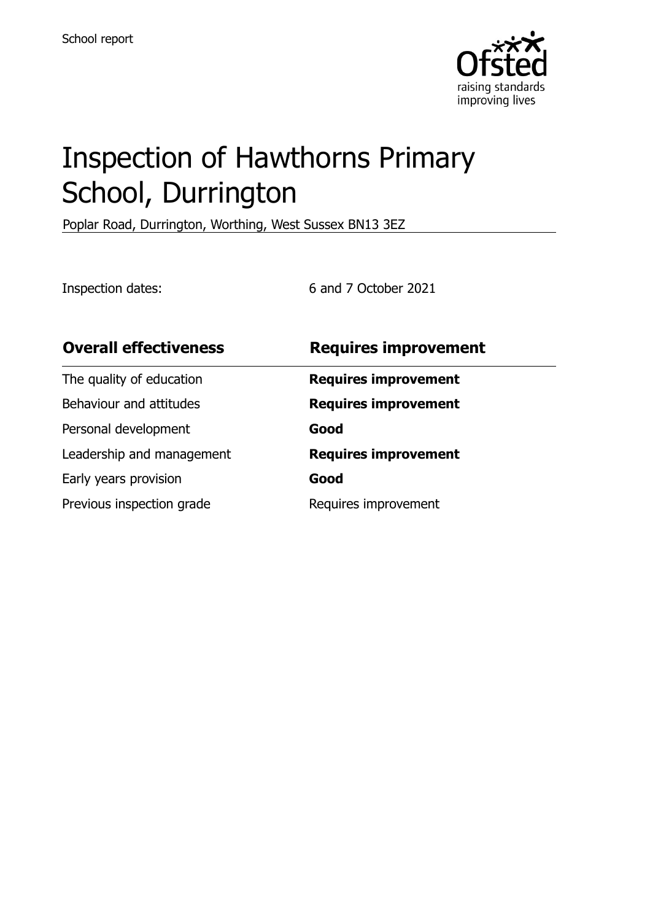School report

# Inspection of Hawthorns Primary School, Durrington

Poplar Road, Durrington, Worthing, West Sussex BN13 3EZ

Inspection dates: 6 and 7 October 2021

| Overall effectiveness | Requires improvement |
| --- | --- |
| The quality of education | **Requires improvement** |
| Behaviour and attitudes | **Requires improvement** |
| Personal development | **Good** |
| Leadership and management | **Requires improvement** |
| Early years provision | **Good** |
| Previous inspection grade | Requires improvement |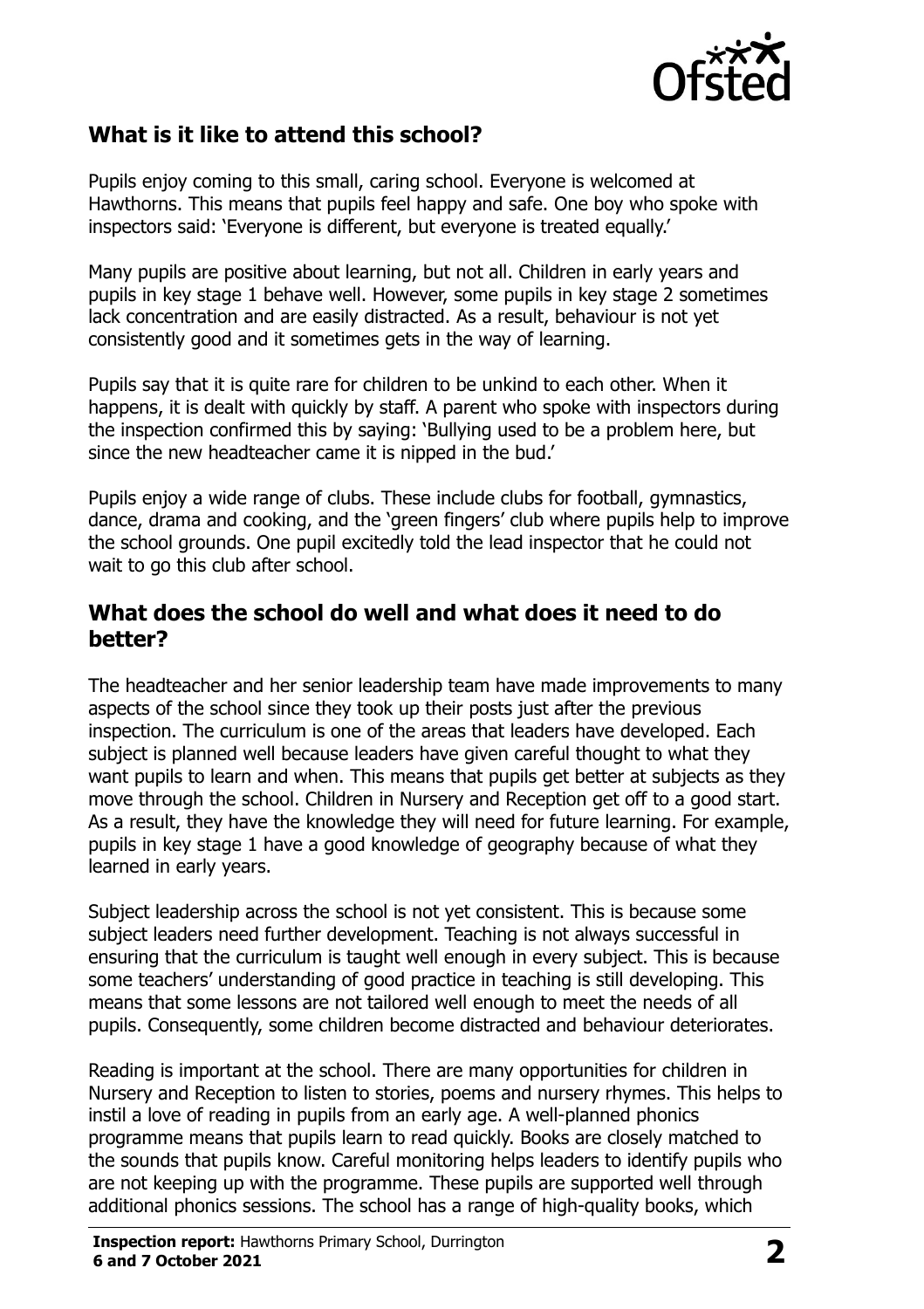## What is it like to attend this school?

Pupils enjoy coming to this small, caring school. Everyone is welcomed at Hawthorns. This means that pupils feel happy and safe. One boy who spoke with inspectors said: 'Everyone is different, but everyone is treated equally.'

Many pupils are positive about learning, but not all. Children in early years and pupils in key stage 1 behave well. However, some pupils in key stage 2 sometimes lack concentration and are easily distracted. As a result, behaviour is not yet consistently good and it sometimes gets in the way of learning.

Pupils say that it is quite rare for children to be unkind to each other. When it happens, it is dealt with quickly by staff. A parent who spoke with inspectors during the inspection confirmed this by saying: 'Bullying used to be a problem here, but since the new headteacher came it is nipped in the bud.'

Pupils enjoy a wide range of clubs. These include clubs for football, gymnastics, dance, drama and cooking, and the 'green fingers' club where pupils help to improve the school grounds. One pupil excitedly told the lead inspector that he could not wait to go this club after school.

## What does the school do well and what does it need to do better?

The headteacher and her senior leadership team have made improvements to many aspects of the school since they took up their posts just after the previous inspection. The curriculum is one of the areas that leaders have developed. Each subject is planned well because leaders have given careful thought to what they want pupils to learn and when. This means that pupils get better at subjects as they move through the school. Children in Nursery and Reception get off to a good start. As a result, they have the knowledge they will need for future learning. For example, pupils in key stage 1 have a good knowledge of geography because of what they learned in early years.

Subject leadership across the school is not yet consistent. This is because some subject leaders need further development. Teaching is not always successful in ensuring that the curriculum is taught well enough in every subject. This is because some teachers' understanding of good practice in teaching is still developing. This means that some lessons are not tailored well enough to meet the needs of all pupils. Consequently, some children become distracted and behaviour deteriorates.

Reading is important at the school. There are many opportunities for children in Nursery and Reception to listen to stories, poems and nursery rhymes. This helps to instil a love of reading in pupils from an early age. A well-planned phonics programme means that pupils learn to read quickly. Books are closely matched to the sounds that pupils know. Careful monitoring helps leaders to identify pupils who are not keeping up with the programme. These pupils are supported well through additional phonics sessions. The school has a range of high-quality books, which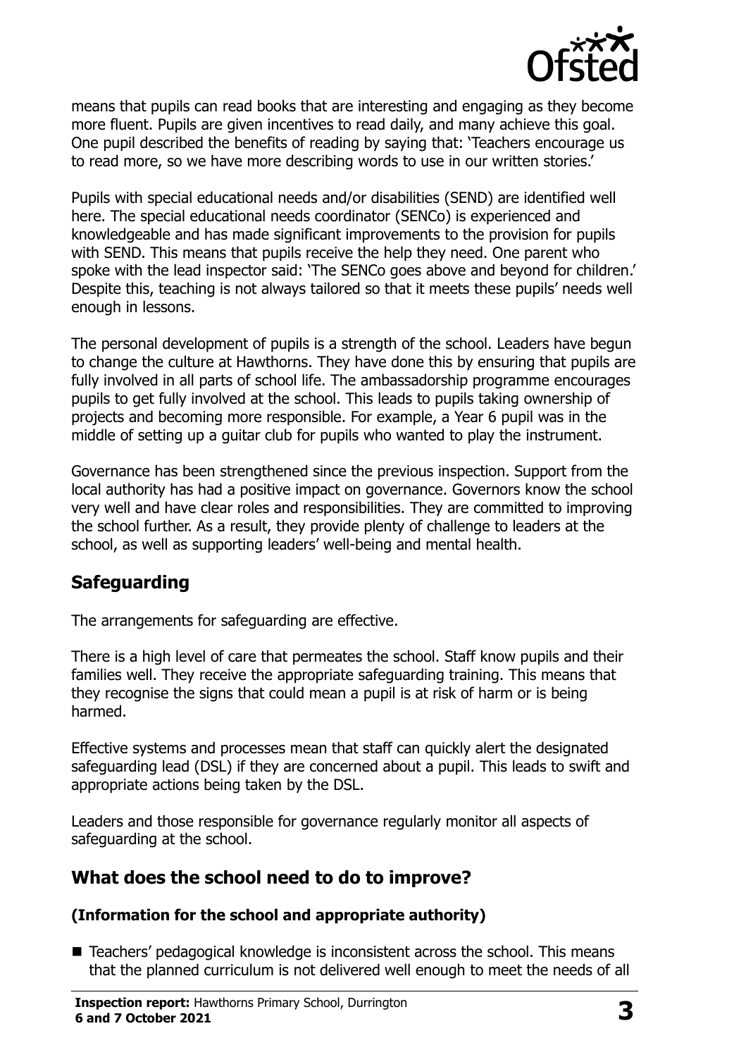means that pupils can read books that are interesting and engaging as they become more fluent. Pupils are given incentives to read daily, and many achieve this goal. One pupil described the benefits of reading by saying that: 'Teachers encourage us to read more, so we have more describing words to use in our written stories.'

Pupils with special educational needs and/or disabilities (SEND) are identified well here. The special educational needs coordinator (SENCo) is experienced and knowledgeable and has made significant improvements to the provision for pupils with SEND. This means that pupils receive the help they need. One parent who spoke with the lead inspector said: 'The SENCo goes above and beyond for children.' Despite this, teaching is not always tailored so that it meets these pupils' needs well enough in lessons.

The personal development of pupils is a strength of the school. Leaders have begun to change the culture at Hawthorns. They have done this by ensuring that pupils are fully involved in all parts of school life. The ambassadorship programme encourages pupils to get fully involved at the school. This leads to pupils taking ownership of projects and becoming more responsible. For example, a Year 6 pupil was in the middle of setting up a guitar club for pupils who wanted to play the instrument.

Governance has been strengthened since the previous inspection. Support from the local authority has had a positive impact on governance. Governors know the school very well and have clear roles and responsibilities. They are committed to improving the school further. As a result, they provide plenty of challenge to leaders at the school, as well as supporting leaders' well-being and mental health.

## Safeguarding

The arrangements for safeguarding are effective.

There is a high level of care that permeates the school. Staff know pupils and their families well. They receive the appropriate safeguarding training. This means that they recognise the signs that could mean a pupil is at risk of harm or is being harmed.

Effective systems and processes mean that staff can quickly alert the designated safeguarding lead (DSL) if they are concerned about a pupil. This leads to swift and appropriate actions being taken by the DSL.

Leaders and those responsible for governance regularly monitor all aspects of safeguarding at the school.

## What does the school need to do to improve?

### (Information for the school and appropriate authority)

- Teachers' pedagogical knowledge is inconsistent across the school. This means that the planned curriculum is not delivered well enough to meet the needs of all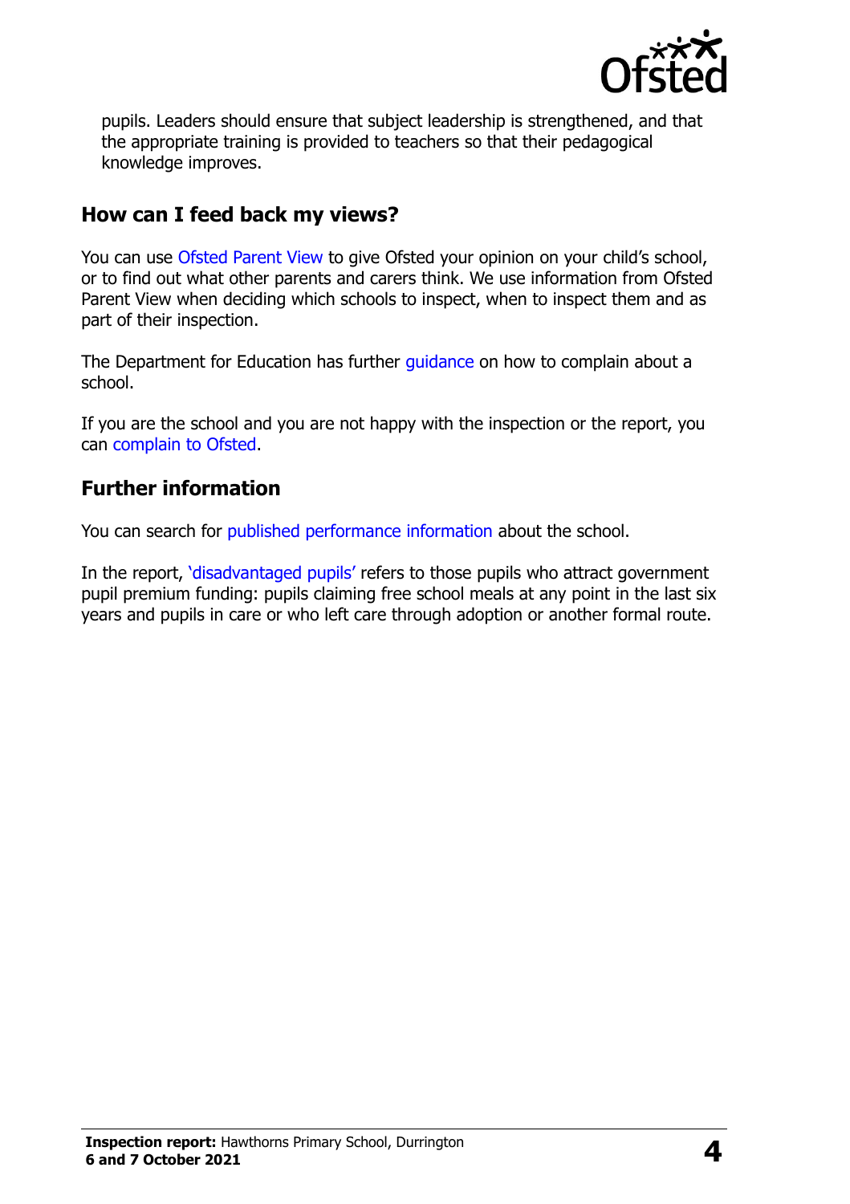pupils. Leaders should ensure that subject leadership is strengthened, and that the appropriate training is provided to teachers so that their pedagogical knowledge improves.

## How can I feed back my views?

You can use Ofsted Parent View to give Ofsted your opinion on your child's school, or to find out what other parents and carers think. We use information from Ofsted Parent View when deciding which schools to inspect, when to inspect them and as part of their inspection.

The Department for Education has further guidance on how to complain about a school.

If you are the school and you are not happy with the inspection or the report, you can complain to Ofsted.

## Further information

You can search for published performance information about the school.

In the report, 'disadvantaged pupils' refers to those pupils who attract government pupil premium funding: pupils claiming free school meals at any point in the last six years and pupils in care or who left care through adoption or another formal route.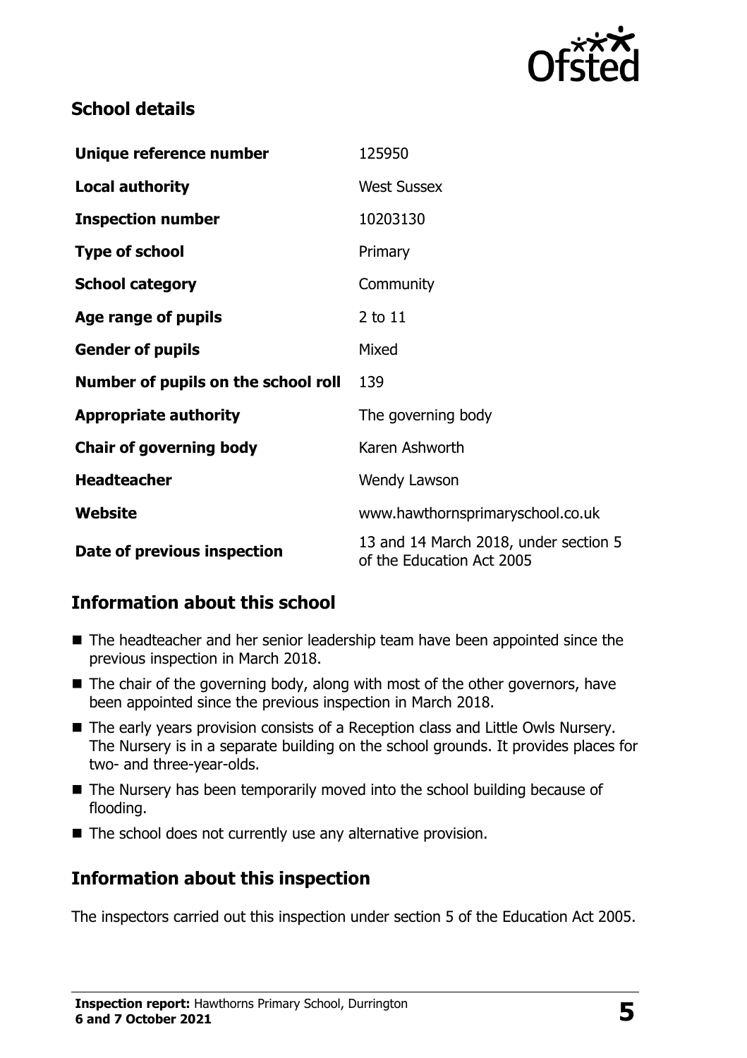## School details

| | |
|---|---|
| **Unique reference number** | 125950 |
| **Local authority** | West Sussex |
| **Inspection number** | 10203130 |
| **Type of school** | Primary |
| **School category** | Community |
| **Age range of pupils** | 2 to 11 |
| **Gender of pupils** | Mixed |
| **Number of pupils on the school roll** | 139 |
| **Appropriate authority** | The governing body |
| **Chair of governing body** | Karen Ashworth |
| **Headteacher** | Wendy Lawson |
| **Website** | www.hawthornsprimaryschool.co.uk |
| **Date of previous inspection** | 13 and 14 March 2018, under section 5 of the Education Act 2005 |

## Information about this school

- The headteacher and her senior leadership team have been appointed since the previous inspection in March 2018.
- The chair of the governing body, along with most of the other governors, have been appointed since the previous inspection in March 2018.
- The early years provision consists of a Reception class and Little Owls Nursery. The Nursery is in a separate building on the school grounds. It provides places for two- and three-year-olds.
- The Nursery has been temporarily moved into the school building because of flooding.
- The school does not currently use any alternative provision.

## Information about this inspection

The inspectors carried out this inspection under section 5 of the Education Act 2005.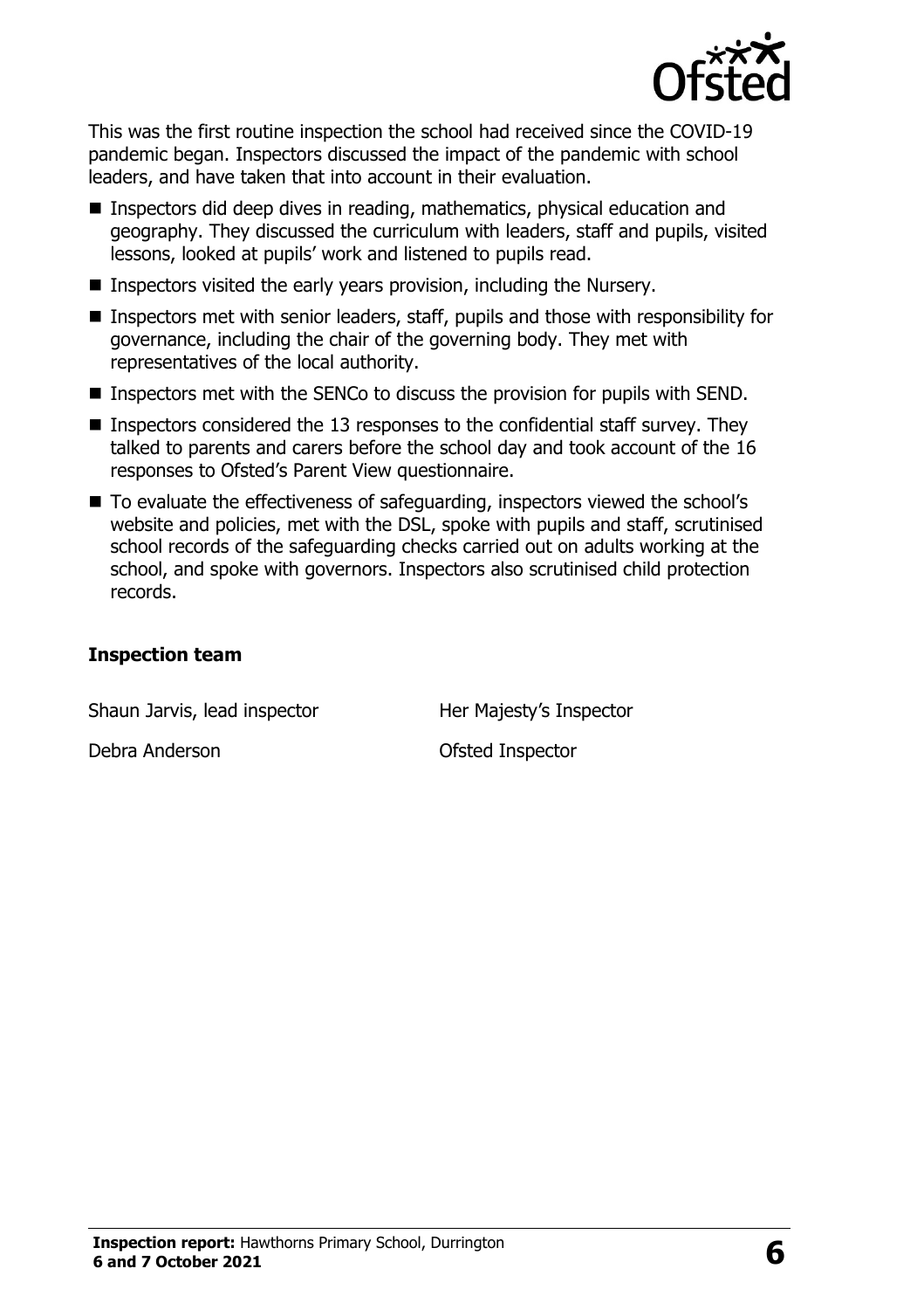This was the first routine inspection the school had received since the COVID-19 pandemic began. Inspectors discussed the impact of the pandemic with school leaders, and have taken that into account in their evaluation.

- Inspectors did deep dives in reading, mathematics, physical education and geography. They discussed the curriculum with leaders, staff and pupils, visited lessons, looked at pupils' work and listened to pupils read.
- Inspectors visited the early years provision, including the Nursery.
- Inspectors met with senior leaders, staff, pupils and those with responsibility for governance, including the chair of the governing body. They met with representatives of the local authority.
- Inspectors met with the SENCo to discuss the provision for pupils with SEND.
- Inspectors considered the 13 responses to the confidential staff survey. They talked to parents and carers before the school day and took account of the 16 responses to Ofsted's Parent View questionnaire.
- To evaluate the effectiveness of safeguarding, inspectors viewed the school's website and policies, met with the DSL, spoke with pupils and staff, scrutinised school records of the safeguarding checks carried out on adults working at the school, and spoke with governors. Inspectors also scrutinised child protection records.

### Inspection team

| | |
|---|---|
| Shaun Jarvis, lead inspector | Her Majesty's Inspector |
| Debra Anderson | Ofsted Inspector |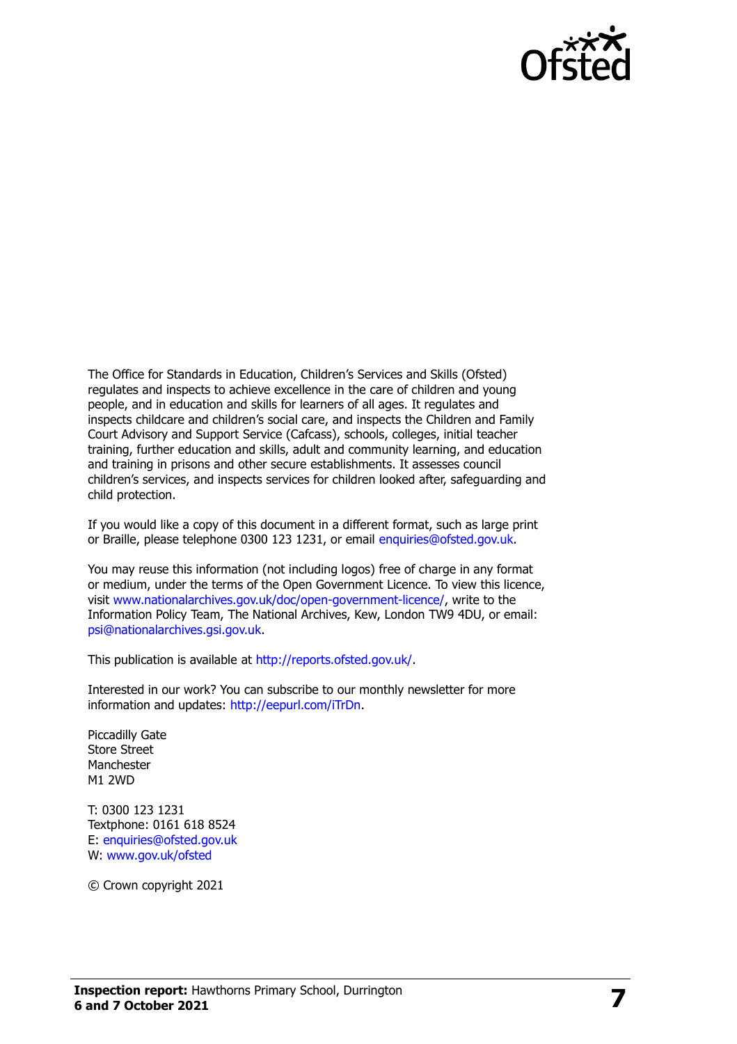The Office for Standards in Education, Children's Services and Skills (Ofsted) regulates and inspects to achieve excellence in the care of children and young people, and in education and skills for learners of all ages. It regulates and inspects childcare and children's social care, and inspects the Children and Family Court Advisory and Support Service (Cafcass), schools, colleges, initial teacher training, further education and skills, adult and community learning, and education and training in prisons and other secure establishments. It assesses council children's services, and inspects services for children looked after, safeguarding and child protection.

If you would like a copy of this document in a different format, such as large print or Braille, please telephone 0300 123 1231, or email enquiries@ofsted.gov.uk.

You may reuse this information (not including logos) free of charge in any format or medium, under the terms of the Open Government Licence. To view this licence, visit www.nationalarchives.gov.uk/doc/open-government-licence/, write to the Information Policy Team, The National Archives, Kew, London TW9 4DU, or email: psi@nationalarchives.gsi.gov.uk.

This publication is available at http://reports.ofsted.gov.uk/.

Interested in our work? You can subscribe to our monthly newsletter for more information and updates: http://eepurl.com/iTrDn.

Piccadilly Gate
Store Street
Manchester
M1 2WD

T: 0300 123 1231
Textphone: 0161 618 8524
E: enquiries@ofsted.gov.uk
W: www.gov.uk/ofsted

© Crown copyright 2021